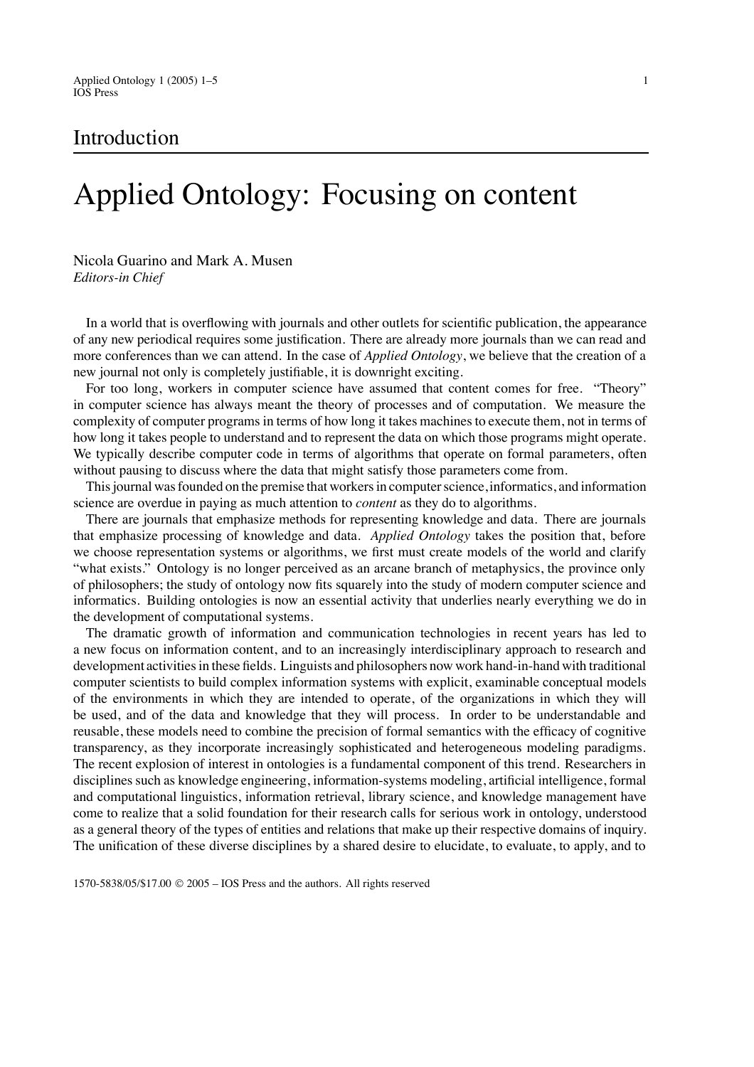## Introduction

# Applied Ontology: Focusing on content

Nicola Guarino and Mark A. Musen
*Editors-in Chief*

In a world that is overflowing with journals and other outlets for scientific publication, the appearance of any new periodical requires some justification. There are already more journals than we can read and more conferences than we can attend. In the case of *Applied Ontology*, we believe that the creation of a new journal not only is completely justifiable, it is downright exciting.

For too long, workers in computer science have assumed that content comes for free. "Theory" in computer science has always meant the theory of processes and of computation. We measure the complexity of computer programs in terms of how long it takes machines to execute them, not in terms of how long it takes people to understand and to represent the data on which those programs might operate. We typically describe computer code in terms of algorithms that operate on formal parameters, often without pausing to discuss where the data that might satisfy those parameters come from.

This journal was founded on the premise that workers in computer science, informatics, and information science are overdue in paying as much attention to *content* as they do to algorithms.

There are journals that emphasize methods for representing knowledge and data. There are journals that emphasize processing of knowledge and data. *Applied Ontology* takes the position that, before we choose representation systems or algorithms, we first must create models of the world and clarify "what exists." Ontology is no longer perceived as an arcane branch of metaphysics, the province only of philosophers; the study of ontology now fits squarely into the study of modern computer science and informatics. Building ontologies is now an essential activity that underlies nearly everything we do in the development of computational systems.

The dramatic growth of information and communication technologies in recent years has led to a new focus on information content, and to an increasingly interdisciplinary approach to research and development activities in these fields. Linguists and philosophers now work hand-in-hand with traditional computer scientists to build complex information systems with explicit, examinable conceptual models of the environments in which they are intended to operate, of the organizations in which they will be used, and of the data and knowledge that they will process. In order to be understandable and reusable, these models need to combine the precision of formal semantics with the efficacy of cognitive transparency, as they incorporate increasingly sophisticated and heterogeneous modeling paradigms. The recent explosion of interest in ontologies is a fundamental component of this trend. Researchers in disciplines such as knowledge engineering, information-systems modeling, artificial intelligence, formal and computational linguistics, information retrieval, library science, and knowledge management have come to realize that a solid foundation for their research calls for serious work in ontology, understood as a general theory of the types of entities and relations that make up their respective domains of inquiry. The unification of these diverse disciplines by a shared desire to elucidate, to evaluate, to apply, and to

1570-5838/05/$17.00 © 2005 – IOS Press and the authors. All rights reserved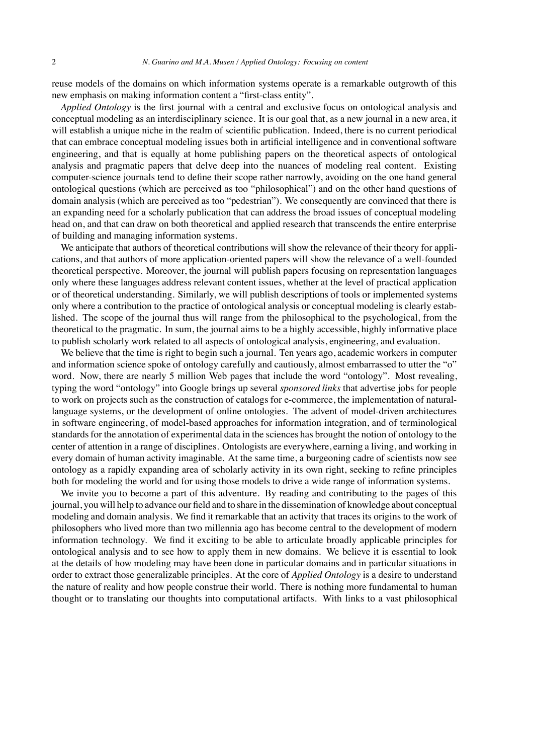reuse models of the domains on which information systems operate is a remarkable outgrowth of this new emphasis on making information content a "first-class entity".

*Applied Ontology* is the first journal with a central and exclusive focus on ontological analysis and conceptual modeling as an interdisciplinary science. It is our goal that, as a new journal in a new area, it will establish a unique niche in the realm of scientific publication. Indeed, there is no current periodical that can embrace conceptual modeling issues both in artificial intelligence and in conventional software engineering, and that is equally at home publishing papers on the theoretical aspects of ontological analysis and pragmatic papers that delve deep into the nuances of modeling real content. Existing computer-science journals tend to define their scope rather narrowly, avoiding on the one hand general ontological questions (which are perceived as too "philosophical") and on the other hand questions of domain analysis (which are perceived as too "pedestrian"). We consequently are convinced that there is an expanding need for a scholarly publication that can address the broad issues of conceptual modeling head on, and that can draw on both theoretical and applied research that transcends the entire enterprise of building and managing information systems.

We anticipate that authors of theoretical contributions will show the relevance of their theory for applications, and that authors of more application-oriented papers will show the relevance of a well-founded theoretical perspective. Moreover, the journal will publish papers focusing on representation languages only where these languages address relevant content issues, whether at the level of practical application or of theoretical understanding. Similarly, we will publish descriptions of tools or implemented systems only where a contribution to the practice of ontological analysis or conceptual modeling is clearly established. The scope of the journal thus will range from the philosophical to the psychological, from the theoretical to the pragmatic. In sum, the journal aims to be a highly accessible, highly informative place to publish scholarly work related to all aspects of ontological analysis, engineering, and evaluation.

We believe that the time is right to begin such a journal. Ten years ago, academic workers in computer and information science spoke of ontology carefully and cautiously, almost embarrassed to utter the "o" word. Now, there are nearly 5 million Web pages that include the word "ontology". Most revealing, typing the word "ontology" into Google brings up several *sponsored links* that advertise jobs for people to work on projects such as the construction of catalogs for e-commerce, the implementation of natural-language systems, or the development of online ontologies. The advent of model-driven architectures in software engineering, of model-based approaches for information integration, and of terminological standards for the annotation of experimental data in the sciences has brought the notion of ontology to the center of attention in a range of disciplines. Ontologists are everywhere, earning a living, and working in every domain of human activity imaginable. At the same time, a burgeoning cadre of scientists now see ontology as a rapidly expanding area of scholarly activity in its own right, seeking to refine principles both for modeling the world and for using those models to drive a wide range of information systems.

We invite you to become a part of this adventure. By reading and contributing to the pages of this journal, you will help to advance our field and to share in the dissemination of knowledge about conceptual modeling and domain analysis. We find it remarkable that an activity that traces its origins to the work of philosophers who lived more than two millennia ago has become central to the development of modern information technology. We find it exciting to be able to articulate broadly applicable principles for ontological analysis and to see how to apply them in new domains. We believe it is essential to look at the details of how modeling may have been done in particular domains and in particular situations in order to extract those generalizable principles. At the core of *Applied Ontology* is a desire to understand the nature of reality and how people construe their world. There is nothing more fundamental to human thought or to translating our thoughts into computational artifacts. With links to a vast philosophical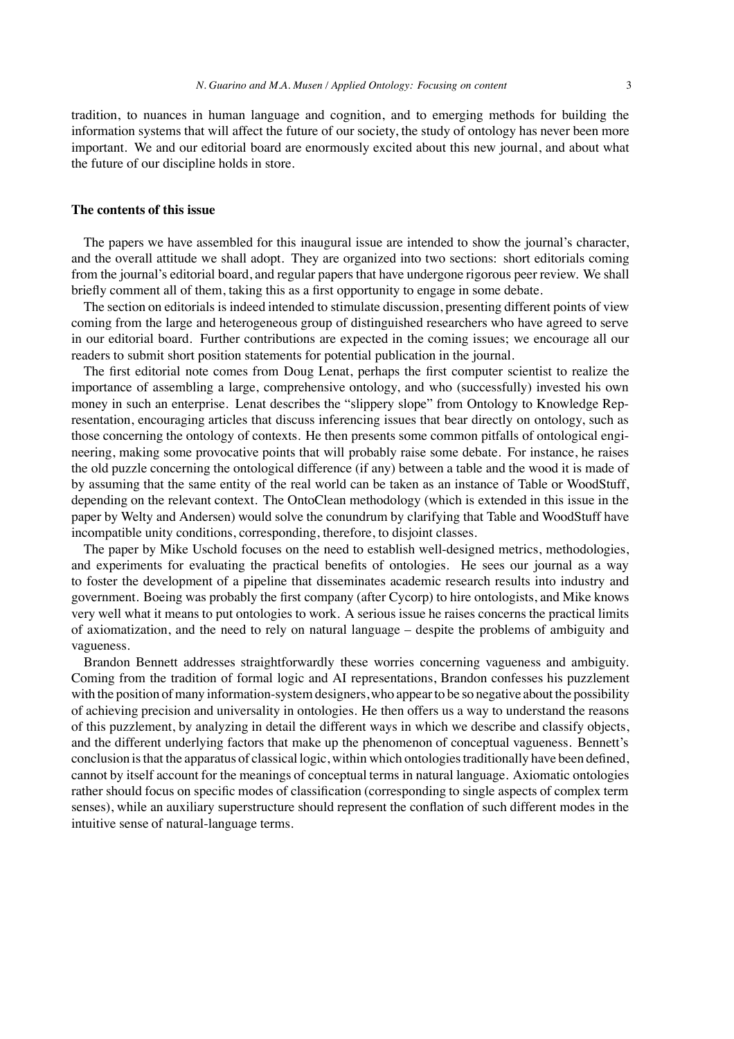tradition, to nuances in human language and cognition, and to emerging methods for building the information systems that will affect the future of our society, the study of ontology has never been more important. We and our editorial board are enormously excited about this new journal, and about what the future of our discipline holds in store.

## The contents of this issue

The papers we have assembled for this inaugural issue are intended to show the journal's character, and the overall attitude we shall adopt. They are organized into two sections: short editorials coming from the journal's editorial board, and regular papers that have undergone rigorous peer review. We shall briefly comment all of them, taking this as a first opportunity to engage in some debate.

The section on editorials is indeed intended to stimulate discussion, presenting different points of view coming from the large and heterogeneous group of distinguished researchers who have agreed to serve in our editorial board. Further contributions are expected in the coming issues; we encourage all our readers to submit short position statements for potential publication in the journal.

The first editorial note comes from Doug Lenat, perhaps the first computer scientist to realize the importance of assembling a large, comprehensive ontology, and who (successfully) invested his own money in such an enterprise. Lenat describes the "slippery slope" from Ontology to Knowledge Representation, encouraging articles that discuss inferencing issues that bear directly on ontology, such as those concerning the ontology of contexts. He then presents some common pitfalls of ontological engineering, making some provocative points that will probably raise some debate. For instance, he raises the old puzzle concerning the ontological difference (if any) between a table and the wood it is made of by assuming that the same entity of the real world can be taken as an instance of Table or WoodStuff, depending on the relevant context. The OntoClean methodology (which is extended in this issue in the paper by Welty and Andersen) would solve the conundrum by clarifying that Table and WoodStuff have incompatible unity conditions, corresponding, therefore, to disjoint classes.

The paper by Mike Uschold focuses on the need to establish well-designed metrics, methodologies, and experiments for evaluating the practical benefits of ontologies. He sees our journal as a way to foster the development of a pipeline that disseminates academic research results into industry and government. Boeing was probably the first company (after Cycorp) to hire ontologists, and Mike knows very well what it means to put ontologies to work. A serious issue he raises concerns the practical limits of axiomatization, and the need to rely on natural language – despite the problems of ambiguity and vagueness.

Brandon Bennett addresses straightforwardly these worries concerning vagueness and ambiguity. Coming from the tradition of formal logic and AI representations, Brandon confesses his puzzlement with the position of many information-system designers, who appear to be so negative about the possibility of achieving precision and universality in ontologies. He then offers us a way to understand the reasons of this puzzlement, by analyzing in detail the different ways in which we describe and classify objects, and the different underlying factors that make up the phenomenon of conceptual vagueness. Bennett's conclusion is that the apparatus of classical logic, within which ontologies traditionally have been defined, cannot by itself account for the meanings of conceptual terms in natural language. Axiomatic ontologies rather should focus on specific modes of classification (corresponding to single aspects of complex term senses), while an auxiliary superstructure should represent the conflation of such different modes in the intuitive sense of natural-language terms.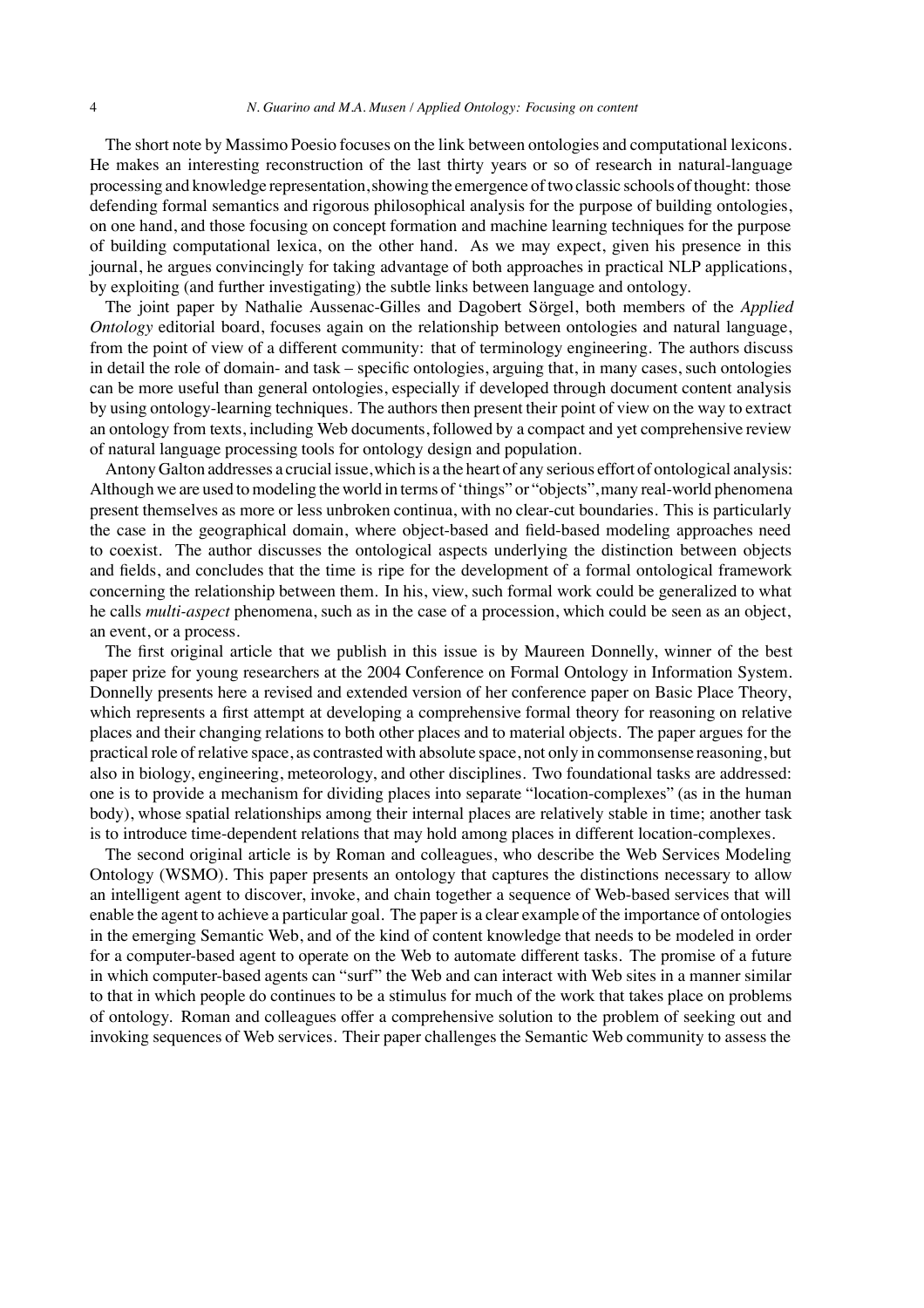The short note by Massimo Poesio focuses on the link between ontologies and computational lexicons. He makes an interesting reconstruction of the last thirty years or so of research in natural-language processing and knowledge representation, showing the emergence of two classic schools of thought: those defending formal semantics and rigorous philosophical analysis for the purpose of building ontologies, on one hand, and those focusing on concept formation and machine learning techniques for the purpose of building computational lexica, on the other hand. As we may expect, given his presence in this journal, he argues convincingly for taking advantage of both approaches in practical NLP applications, by exploiting (and further investigating) the subtle links between language and ontology.

The joint paper by Nathalie Aussenac-Gilles and Dagobert Sörgel, both members of the *Applied Ontology* editorial board, focuses again on the relationship between ontologies and natural language, from the point of view of a different community: that of terminology engineering. The authors discuss in detail the role of domain- and task – specific ontologies, arguing that, in many cases, such ontologies can be more useful than general ontologies, especially if developed through document content analysis by using ontology-learning techniques. The authors then present their point of view on the way to extract an ontology from texts, including Web documents, followed by a compact and yet comprehensive review of natural language processing tools for ontology design and population.

Antony Galton addresses a crucial issue, which is a the heart of any serious effort of ontological analysis: Although we are used to modeling the world in terms of 'things" or "objects", many real-world phenomena present themselves as more or less unbroken continua, with no clear-cut boundaries. This is particularly the case in the geographical domain, where object-based and field-based modeling approaches need to coexist. The author discusses the ontological aspects underlying the distinction between objects and fields, and concludes that the time is ripe for the development of a formal ontological framework concerning the relationship between them. In his, view, such formal work could be generalized to what he calls *multi-aspect* phenomena, such as in the case of a procession, which could be seen as an object, an event, or a process.

The first original article that we publish in this issue is by Maureen Donnelly, winner of the best paper prize for young researchers at the 2004 Conference on Formal Ontology in Information System. Donnelly presents here a revised and extended version of her conference paper on Basic Place Theory, which represents a first attempt at developing a comprehensive formal theory for reasoning on relative places and their changing relations to both other places and to material objects. The paper argues for the practical role of relative space, as contrasted with absolute space, not only in commonsense reasoning, but also in biology, engineering, meteorology, and other disciplines. Two foundational tasks are addressed: one is to provide a mechanism for dividing places into separate "location-complexes" (as in the human body), whose spatial relationships among their internal places are relatively stable in time; another task is to introduce time-dependent relations that may hold among places in different location-complexes.

The second original article is by Roman and colleagues, who describe the Web Services Modeling Ontology (WSMO). This paper presents an ontology that captures the distinctions necessary to allow an intelligent agent to discover, invoke, and chain together a sequence of Web-based services that will enable the agent to achieve a particular goal. The paper is a clear example of the importance of ontologies in the emerging Semantic Web, and of the kind of content knowledge that needs to be modeled in order for a computer-based agent to operate on the Web to automate different tasks. The promise of a future in which computer-based agents can "surf" the Web and can interact with Web sites in a manner similar to that in which people do continues to be a stimulus for much of the work that takes place on problems of ontology. Roman and colleagues offer a comprehensive solution to the problem of seeking out and invoking sequences of Web services. Their paper challenges the Semantic Web community to assess the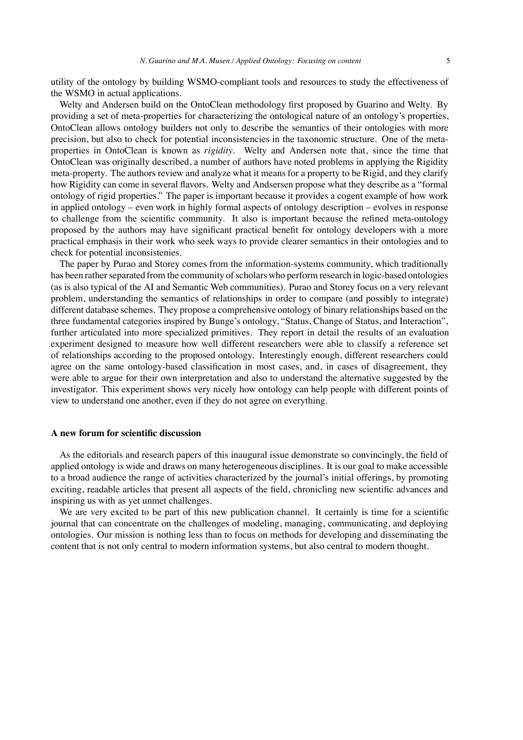utility of the ontology by building WSMO-compliant tools and resources to study the effectiveness of the WSMO in actual applications.

Welty and Andersen build on the OntoClean methodology first proposed by Guarino and Welty. By providing a set of meta-properties for characterizing the ontological nature of an ontology's properties, OntoClean allows ontology builders not only to describe the semantics of their ontologies with more precision, but also to check for potential inconsistencies in the taxonomic structure. One of the meta-properties in OntoClean is known as *rigidity*. Welty and Andersen note that, since the time that OntoClean was originally described, a number of authors have noted problems in applying the Rigidity meta-property. The authors review and analyze what it means for a property to be Rigid, and they clarify how Rigidity can come in several flavors. Welty and Andsersen propose what they describe as a "formal ontology of rigid properties." The paper is important because it provides a cogent example of how work in applied ontology – even work in highly formal aspects of ontology description – evolves in response to challenge from the scientific community. It also is important because the refined meta-ontology proposed by the authors may have significant practical benefit for ontology developers with a more practical emphasis in their work who seek ways to provide clearer semantics in their ontologies and to check for potential inconsistenies.

The paper by Purao and Storey comes from the information-systems community, which traditionally has been rather separated from the community of scholars who perform research in logic-based ontologies (as is also typical of the AI and Semantic Web communities). Purao and Storey focus on a very relevant problem, understanding the semantics of relationships in order to compare (and possibly to integrate) different database schemes. They propose a comprehensive ontology of binary relationships based on the three fundamental categories inspired by Bunge's ontology, "Status, Change of Status, and Interaction", further articulated into more specialized primitives. They report in detail the results of an evaluation experiment designed to measure how well different researchers were able to classify a reference set of relationships according to the proposed ontology. Interestingly enough, different researchers could agree on the same ontology-based classification in most cases, and, in cases of disagreement, they were able to argue for their own interpretation and also to understand the alternative suggested by the investigator. This experiment shows very nicely how ontology can help people with different points of view to understand one another, even if they do not agree on everything.

## A new forum for scientific discussion

As the editorials and research papers of this inaugural issue demonstrate so convincingly, the field of applied ontology is wide and draws on many heterogeneous disciplines. It is our goal to make accessible to a broad audience the range of activities characterized by the journal's initial offerings, by promoting exciting, readable articles that present all aspects of the field, chronicling new scientific advances and inspiring us with as yet unmet challenges.

We are very excited to be part of this new publication channel. It certainly is time for a scientific journal that can concentrate on the challenges of modeling, managing, communicating, and deploying ontologies. Our mission is nothing less than to focus on methods for developing and disseminating the content that is not only central to modern information systems, but also central to modern thought.